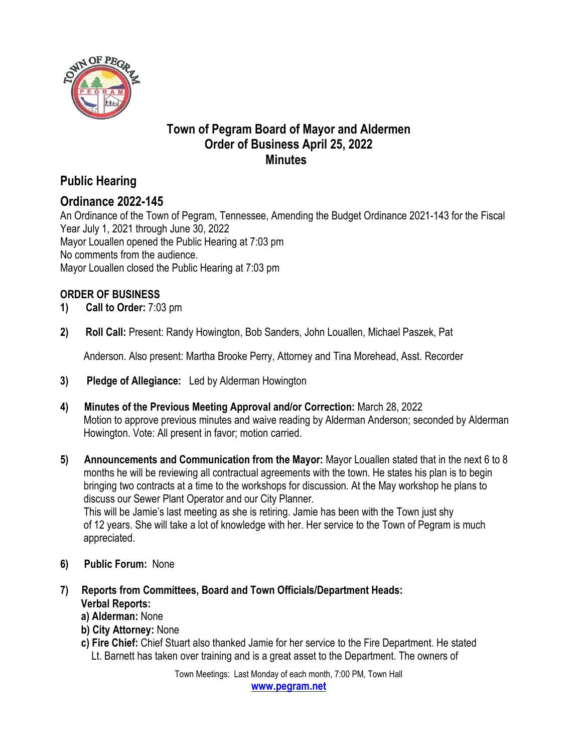# Town of Pegram Board of Mayor and Aldermen
## Order of Business April 25, 2022
## Minutes

## Public Hearing

## Ordinance 2022-145

An Ordinance of the Town of Pegram, Tennessee, Amending the Budget Ordinance 2021-143 for the Fiscal Year July 1, 2021 through June 30, 2022
Mayor Louallen opened the Public Hearing at 7:03 pm
No comments from the audience.
Mayor Louallen closed the Public Hearing at 7:03 pm

### ORDER OF BUSINESS

1) **Call to Order:** 7:03 pm

2) **Roll Call:** Present: Randy Howington, Bob Sanders, John Louallen, Michael Paszek, Pat Anderson. Also present: Martha Brooke Perry, Attorney and Tina Morehead, Asst. Recorder

3) **Pledge of Allegiance:** Led by Alderman Howington

4) **Minutes of the Previous Meeting Approval and/or Correction:** March 28, 2022
Motion to approve previous minutes and waive reading by Alderman Anderson; seconded by Alderman Howington. Vote: All present in favor; motion carried.

5) **Announcements and Communication from the Mayor:** Mayor Louallen stated that in the next 6 to 8 months he will be reviewing all contractual agreements with the town. He states his plan is to begin bringing two contracts at a time to the workshops for discussion. At the May workshop he plans to discuss our Sewer Plant Operator and our City Planner.
This will be Jamie's last meeting as she is retiring. Jamie has been with the Town just shy of 12 years. She will take a lot of knowledge with her. Her service to the Town of Pegram is much appreciated.

6) **Public Forum:** None

7) **Reports from Committees, Board and Town Officials/Department Heads:**
**Verbal Reports:**
**a) Alderman:** None
**b) City Attorney:** None
**c) Fire Chief:** Chief Stuart also thanked Jamie for her service to the Fire Department. He stated Lt. Barnett has taken over training and is a great asset to the Department. The owners of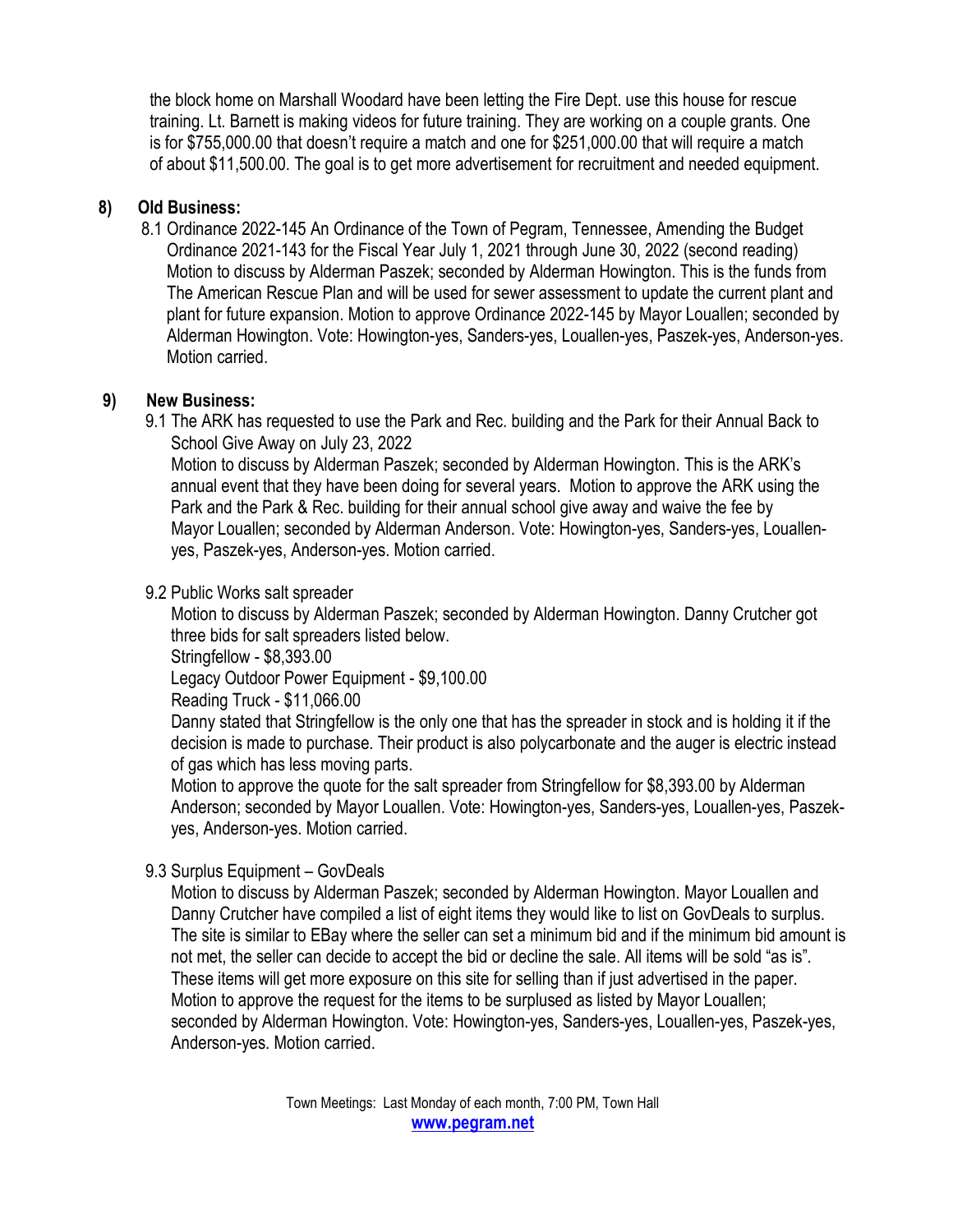the block home on Marshall Woodard have been letting the Fire Dept. use this house for rescue training. Lt. Barnett is making videos for future training. They are working on a couple grants. One is for $755,000.00 that doesn't require a match and one for $251,000.00 that will require a match of about $11,500.00. The goal is to get more advertisement for recruitment and needed equipment.

**8) Old Business:**

8.1 Ordinance 2022-145 An Ordinance of the Town of Pegram, Tennessee, Amending the Budget Ordinance 2021-143 for the Fiscal Year July 1, 2021 through June 30, 2022 (second reading)
Motion to discuss by Alderman Paszek; seconded by Alderman Howington. This is the funds from The American Rescue Plan and will be used for sewer assessment to update the current plant and plant for future expansion. Motion to approve Ordinance 2022-145 by Mayor Louallen; seconded by Alderman Howington. Vote: Howington-yes, Sanders-yes, Louallen-yes, Paszek-yes, Anderson-yes. Motion carried.

**9) New Business:**

9.1 The ARK has requested to use the Park and Rec. building and the Park for their Annual Back to School Give Away on July 23, 2022
Motion to discuss by Alderman Paszek; seconded by Alderman Howington. This is the ARK's annual event that they have been doing for several years. Motion to approve the ARK using the Park and the Park & Rec. building for their annual school give away and waive the fee by Mayor Louallen; seconded by Alderman Anderson. Vote: Howington-yes, Sanders-yes, Louallen-yes, Paszek-yes, Anderson-yes. Motion carried.

9.2 Public Works salt spreader
Motion to discuss by Alderman Paszek; seconded by Alderman Howington. Danny Crutcher got three bids for salt spreaders listed below.
Stringfellow - $8,393.00
Legacy Outdoor Power Equipment - $9,100.00
Reading Truck - $11,066.00
Danny stated that Stringfellow is the only one that has the spreader in stock and is holding it if the decision is made to purchase. Their product is also polycarbonate and the auger is electric instead of gas which has less moving parts.
Motion to approve the quote for the salt spreader from Stringfellow for $8,393.00 by Alderman Anderson; seconded by Mayor Louallen. Vote: Howington-yes, Sanders-yes, Louallen-yes, Paszek-yes, Anderson-yes. Motion carried.

9.3 Surplus Equipment – GovDeals
Motion to discuss by Alderman Paszek; seconded by Alderman Howington. Mayor Louallen and Danny Crutcher have compiled a list of eight items they would like to list on GovDeals to surplus. The site is similar to EBay where the seller can set a minimum bid and if the minimum bid amount is not met, the seller can decide to accept the bid or decline the sale. All items will be sold "as is". These items will get more exposure on this site for selling than if just advertised in the paper.
Motion to approve the request for the items to be surplused as listed by Mayor Louallen; seconded by Alderman Howington. Vote: Howington-yes, Sanders-yes, Louallen-yes, Paszek-yes, Anderson-yes. Motion carried.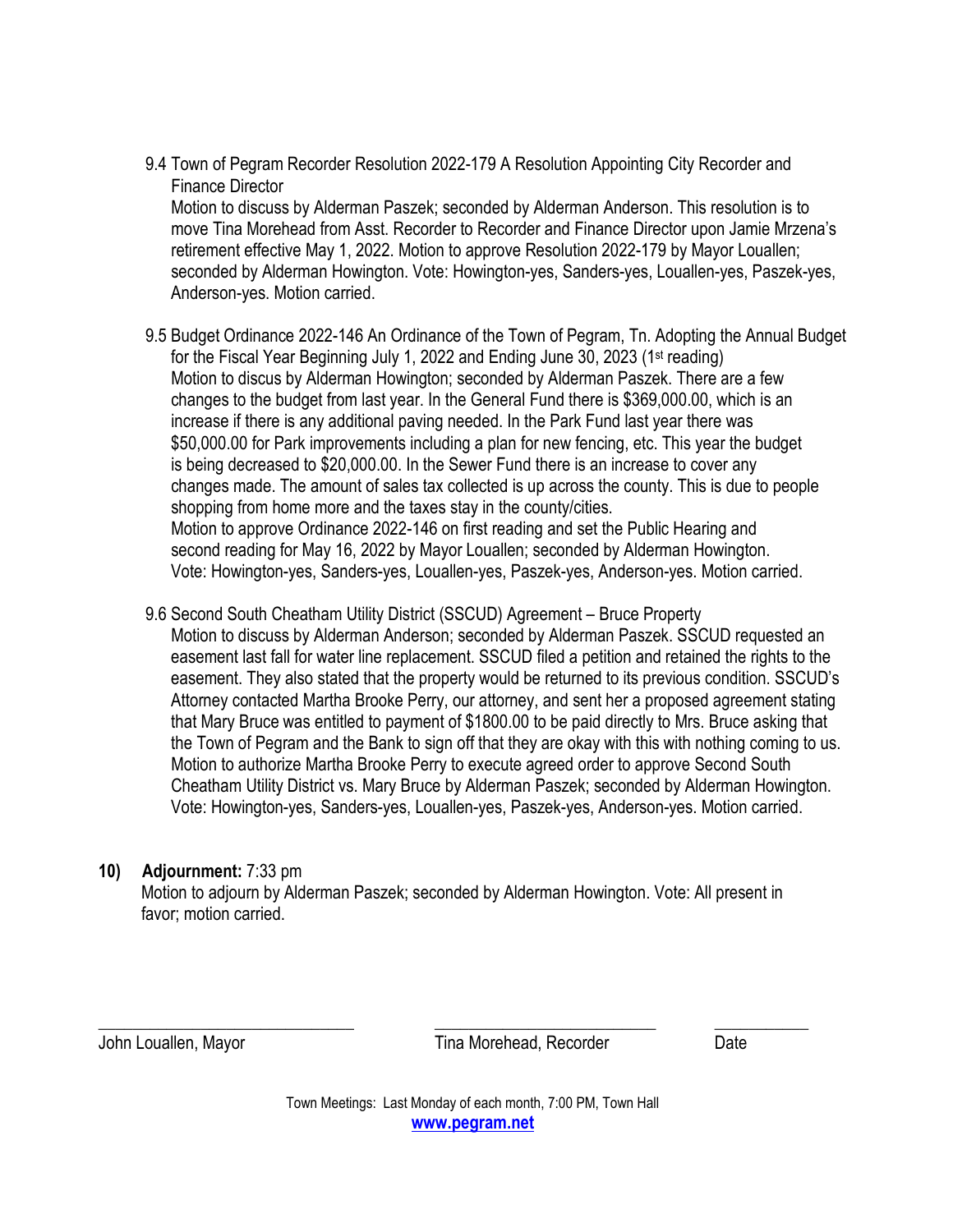9.4 Town of Pegram Recorder Resolution 2022-179 A Resolution Appointing City Recorder and Finance Director
Motion to discuss by Alderman Paszek; seconded by Alderman Anderson. This resolution is to move Tina Morehead from Asst. Recorder to Recorder and Finance Director upon Jamie Mrzena's retirement effective May 1, 2022. Motion to approve Resolution 2022-179 by Mayor Louallen; seconded by Alderman Howington. Vote: Howington-yes, Sanders-yes, Louallen-yes, Paszek-yes, Anderson-yes. Motion carried.

9.5 Budget Ordinance 2022-146 An Ordinance of the Town of Pegram, Tn. Adopting the Annual Budget for the Fiscal Year Beginning July 1, 2022 and Ending June 30, 2023 (1st reading)
Motion to discus by Alderman Howington; seconded by Alderman Paszek. There are a few changes to the budget from last year. In the General Fund there is $369,000.00, which is an increase if there is any additional paving needed. In the Park Fund last year there was $50,000.00 for Park improvements including a plan for new fencing, etc. This year the budget is being decreased to $20,000.00. In the Sewer Fund there is an increase to cover any changes made. The amount of sales tax collected is up across the county. This is due to people shopping from home more and the taxes stay in the county/cities.
Motion to approve Ordinance 2022-146 on first reading and set the Public Hearing and second reading for May 16, 2022 by Mayor Louallen; seconded by Alderman Howington. Vote: Howington-yes, Sanders-yes, Louallen-yes, Paszek-yes, Anderson-yes. Motion carried.

9.6 Second South Cheatham Utility District (SSCUD) Agreement – Bruce Property
Motion to discuss by Alderman Anderson; seconded by Alderman Paszek. SSCUD requested an easement last fall for water line replacement. SSCUD filed a petition and retained the rights to the easement. They also stated that the property would be returned to its previous condition. SSCUD's Attorney contacted Martha Brooke Perry, our attorney, and sent her a proposed agreement stating that Mary Bruce was entitled to payment of $1800.00 to be paid directly to Mrs. Bruce asking that the Town of Pegram and the Bank to sign off that they are okay with this with nothing coming to us. Motion to authorize Martha Brooke Perry to execute agreed order to approve Second South Cheatham Utility District vs. Mary Bruce by Alderman Paszek; seconded by Alderman Howington. Vote: Howington-yes, Sanders-yes, Louallen-yes, Paszek-yes, Anderson-yes. Motion carried.

**10) Adjournment:** 7:33 pm
Motion to adjourn by Alderman Paszek; seconded by Alderman Howington. Vote: All present in favor; motion carried.

\_\_\_\_\_\_\_\_\_\_\_\_\_\_\_\_\_\_\_\_\_\_\_\_\_\_\_\_ \_\_\_\_\_\_\_\_\_\_\_\_\_\_\_\_\_\_\_\_\_\_\_\_\_\_\_\_ \_\_\_\_\_\_\_\_\_\_\_\_

John Louallen, Mayor Tina Morehead, Recorder Date

Town Meetings: Last Monday of each month, 7:00 PM, Town Hall
**www.pegram.net**